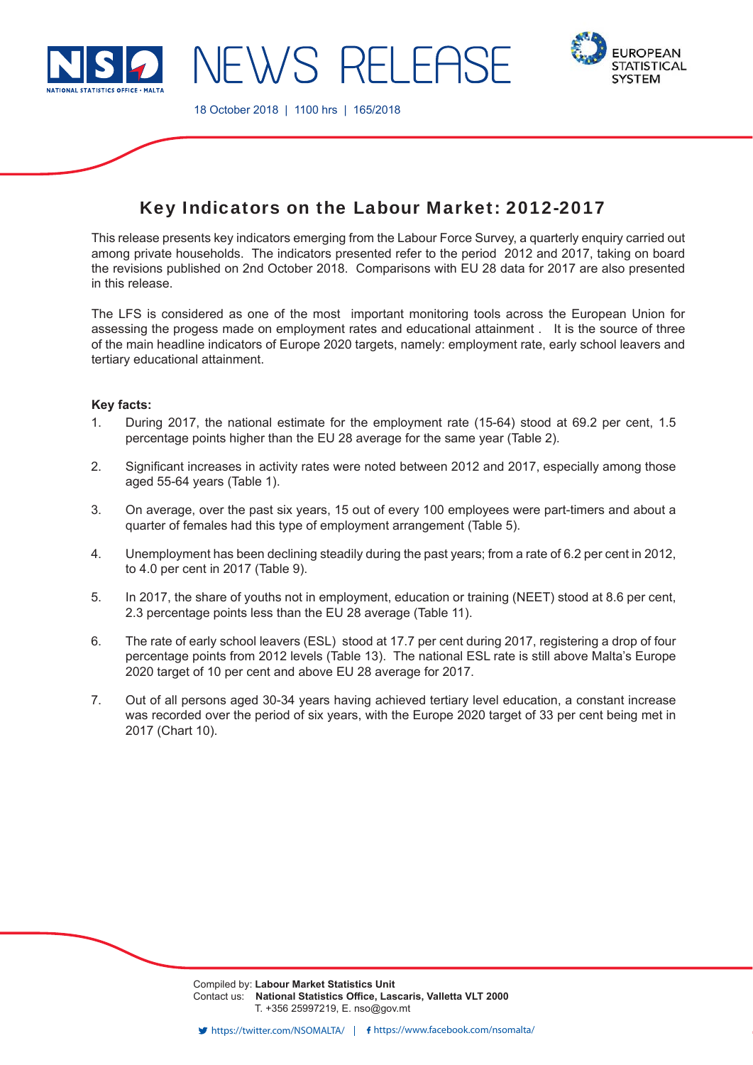# NEWS RELEASE

18 October 2018 | 1100 hrs | 165/2018

## Key Indicators on the Labour Market: 2012-2017

This release presents key indicators emerging from the Labour Force Survey, a quarterly enquiry carried out among private households. The indicators presented refer to the period 2012 and 2017, taking on board the revisions published on 2nd October 2018. Comparisons with EU 28 data for 2017 are also presented in this release.

The LFS is considered as one of the most important monitoring tools across the European Union for assessing the progess made on employment rates and educational attainment . It is the source of three of the main headline indicators of Europe 2020 targets, namely: employment rate, early school leavers and tertiary educational attainment.

**Key facts:**

1. During 2017, the national estimate for the employment rate (15-64) stood at 69.2 per cent, 1.5 percentage points higher than the EU 28 average for the same year (Table 2).

2. Significant increases in activity rates were noted between 2012 and 2017, especially among those aged 55-64 years (Table 1).

3. On average, over the past six years, 15 out of every 100 employees were part-timers and about a quarter of females had this type of employment arrangement (Table 5).

4. Unemployment has been declining steadily during the past years; from a rate of 6.2 per cent in 2012, to 4.0 per cent in 2017 (Table 9).

5. In 2017, the share of youths not in employment, education or training (NEET) stood at 8.6 per cent, 2.3 percentage points less than the EU 28 average (Table 11).

6. The rate of early school leavers (ESL) stood at 17.7 per cent during 2017, registering a drop of four percentage points from 2012 levels (Table 13). The national ESL rate is still above Malta's Europe 2020 target of 10 per cent and above EU 28 average for 2017.

7. Out of all persons aged 30-34 years having achieved tertiary level education, a constant increase was recorded over the period of six years, with the Europe 2020 target of 33 per cent being met in 2017 (Chart 10).

Compiled by: **Labour Market Statistics Unit**
Contact us: **National Statistics Office, Lascaris, Valletta VLT 2000**
T. +356 25997219, E. nso@gov.mt

https://twitter.com/NSOMALTA/ | https://www.facebook.com/nsomalta/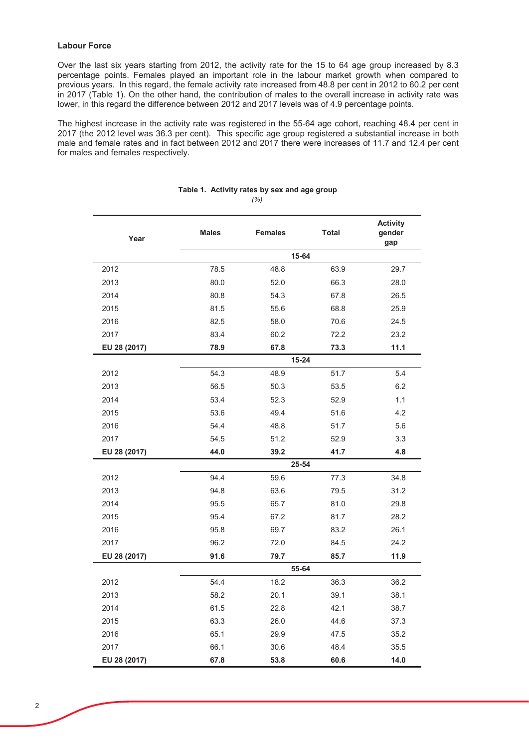### Labour Force

Over the last six years starting from 2012, the activity rate for the 15 to 64 age group increased by 8.3 percentage points. Females played an important role in the labour market growth when compared to previous years. In this regard, the female activity rate increased from 48.8 per cent in 2012 to 60.2 per cent in 2017 (Table 1). On the other hand, the contribution of males to the overall increase in activity rate was lower, in this regard the difference between 2012 and 2017 levels was of 4.9 percentage points.

The highest increase in the activity rate was registered in the 55-64 age cohort, reaching 48.4 per cent in 2017 (the 2012 level was 36.3 per cent). This specific age group registered a substantial increase in both male and female rates and in fact between 2012 and 2017 there were increases of 11.7 and 12.4 per cent for males and females respectively.

**Table 1. Activity rates by sex and age group**

*(%)*

| Year | Males | Females | Total | Activity gender gap |
|---|---|---|---|---|
| | | **15-64** | | |
| 2012 | 78.5 | 48.8 | 63.9 | 29.7 |
| 2013 | 80.0 | 52.0 | 66.3 | 28.0 |
| 2014 | 80.8 | 54.3 | 67.8 | 26.5 |
| 2015 | 81.5 | 55.6 | 68.8 | 25.9 |
| 2016 | 82.5 | 58.0 | 70.6 | 24.5 |
| 2017 | 83.4 | 60.2 | 72.2 | 23.2 |
| **EU 28 (2017)** | **78.9** | **67.8** | **73.3** | **11.1** |
| | | **15-24** | | |
| 2012 | 54.3 | 48.9 | 51.7 | 5.4 |
| 2013 | 56.5 | 50.3 | 53.5 | 6.2 |
| 2014 | 53.4 | 52.3 | 52.9 | 1.1 |
| 2015 | 53.6 | 49.4 | 51.6 | 4.2 |
| 2016 | 54.4 | 48.8 | 51.7 | 5.6 |
| 2017 | 54.5 | 51.2 | 52.9 | 3.3 |
| **EU 28 (2017)** | **44.0** | **39.2** | **41.7** | **4.8** |
| | | **25-54** | | |
| 2012 | 94.4 | 59.6 | 77.3 | 34.8 |
| 2013 | 94.8 | 63.6 | 79.5 | 31.2 |
| 2014 | 95.5 | 65.7 | 81.0 | 29.8 |
| 2015 | 95.4 | 67.2 | 81.7 | 28.2 |
| 2016 | 95.8 | 69.7 | 83.2 | 26.1 |
| 2017 | 96.2 | 72.0 | 84.5 | 24.2 |
| **EU 28 (2017)** | **91.6** | **79.7** | **85.7** | **11.9** |
| | | **55-64** | | |
| 2012 | 54.4 | 18.2 | 36.3 | 36.2 |
| 2013 | 58.2 | 20.1 | 39.1 | 38.1 |
| 2014 | 61.5 | 22.8 | 42.1 | 38.7 |
| 2015 | 63.3 | 26.0 | 44.6 | 37.3 |
| 2016 | 65.1 | 29.9 | 47.5 | 35.2 |
| 2017 | 66.1 | 30.6 | 48.4 | 35.5 |
| **EU 28 (2017)** | **67.8** | **53.8** | **60.6** | **14.0** |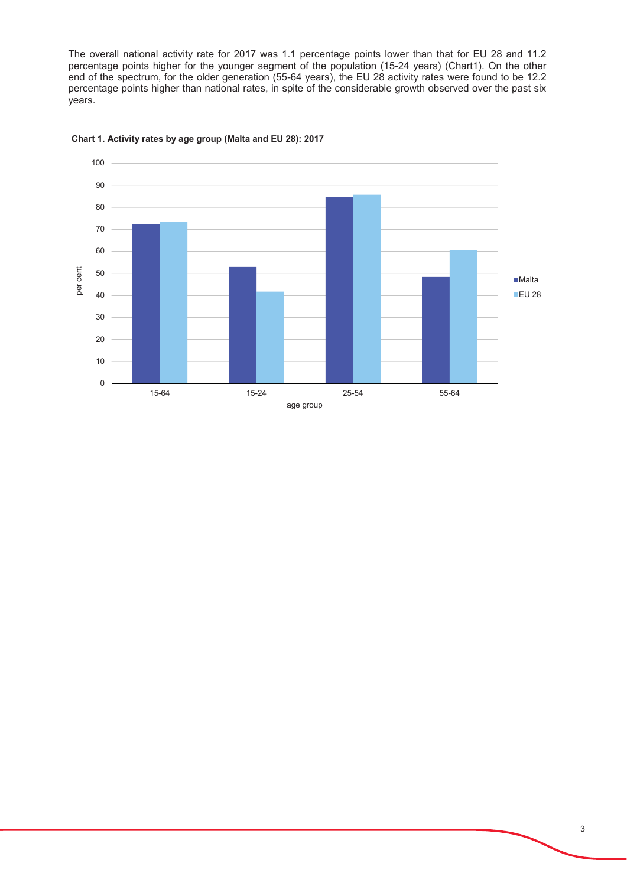The overall national activity rate for 2017 was 1.1 percentage points lower than that for EU 28 and 11.2 percentage points higher for the younger segment of the population (15-24 years) (Chart1). On the other end of the spectrum, for the older generation (55-64 years), the EU 28 activity rates were found to be 12.2 percentage points higher than national rates, in spite of the considerable growth observed over the past six years.

**Chart 1. Activity rates by age group (Malta and EU 28): 2017**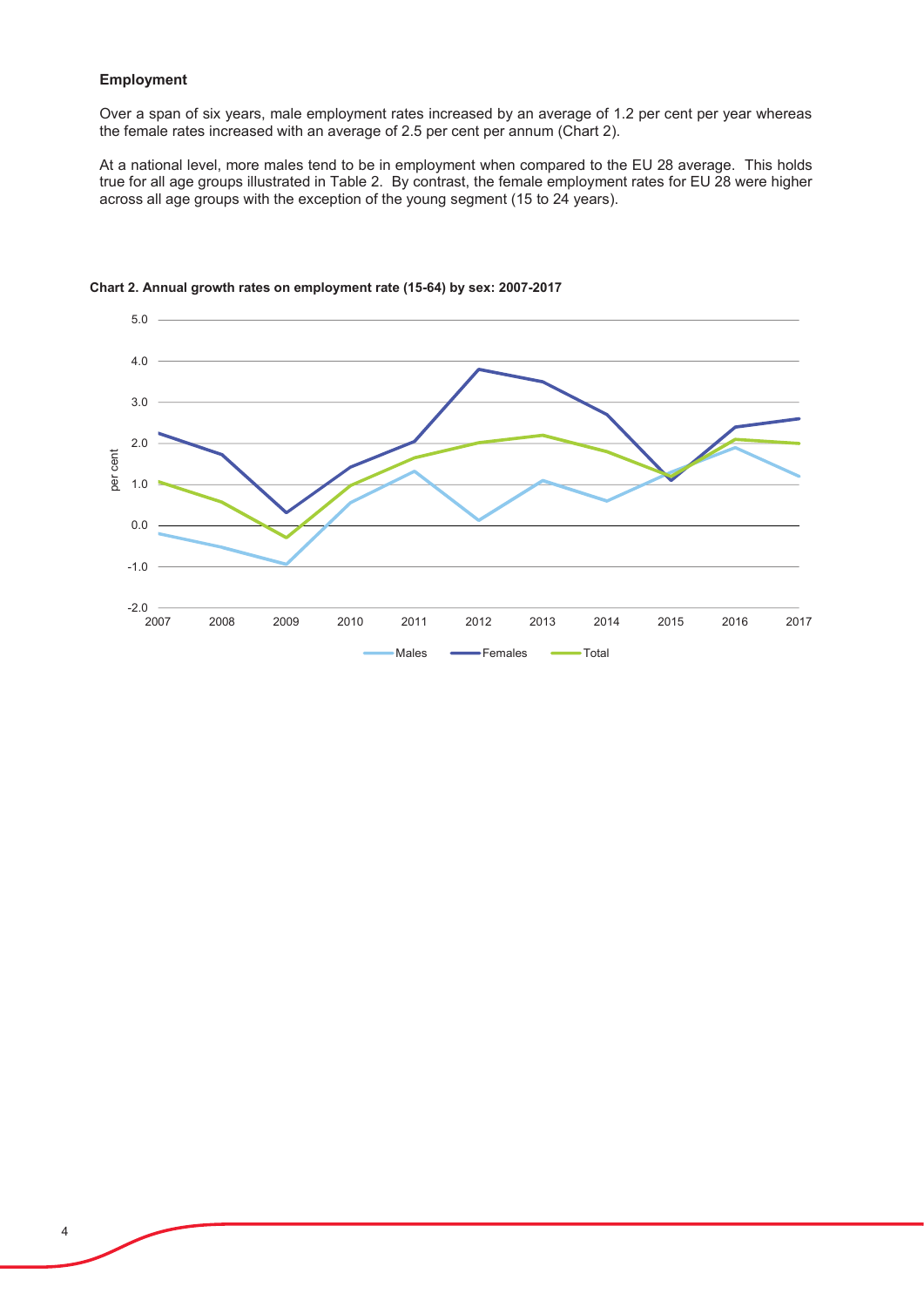**Employment**

Over a span of six years, male employment rates increased by an average of 1.2 per cent per year whereas the female rates increased with an average of 2.5 per cent per annum (Chart 2).

At a national level, more males tend to be in employment when compared to the EU 28 average. This holds true for all age groups illustrated in Table 2. By contrast, the female employment rates for EU 28 were higher across all age groups with the exception of the young segment (15 to 24 years).

**Chart 2. Annual growth rates on employment rate (15-64) by sex: 2007-2017**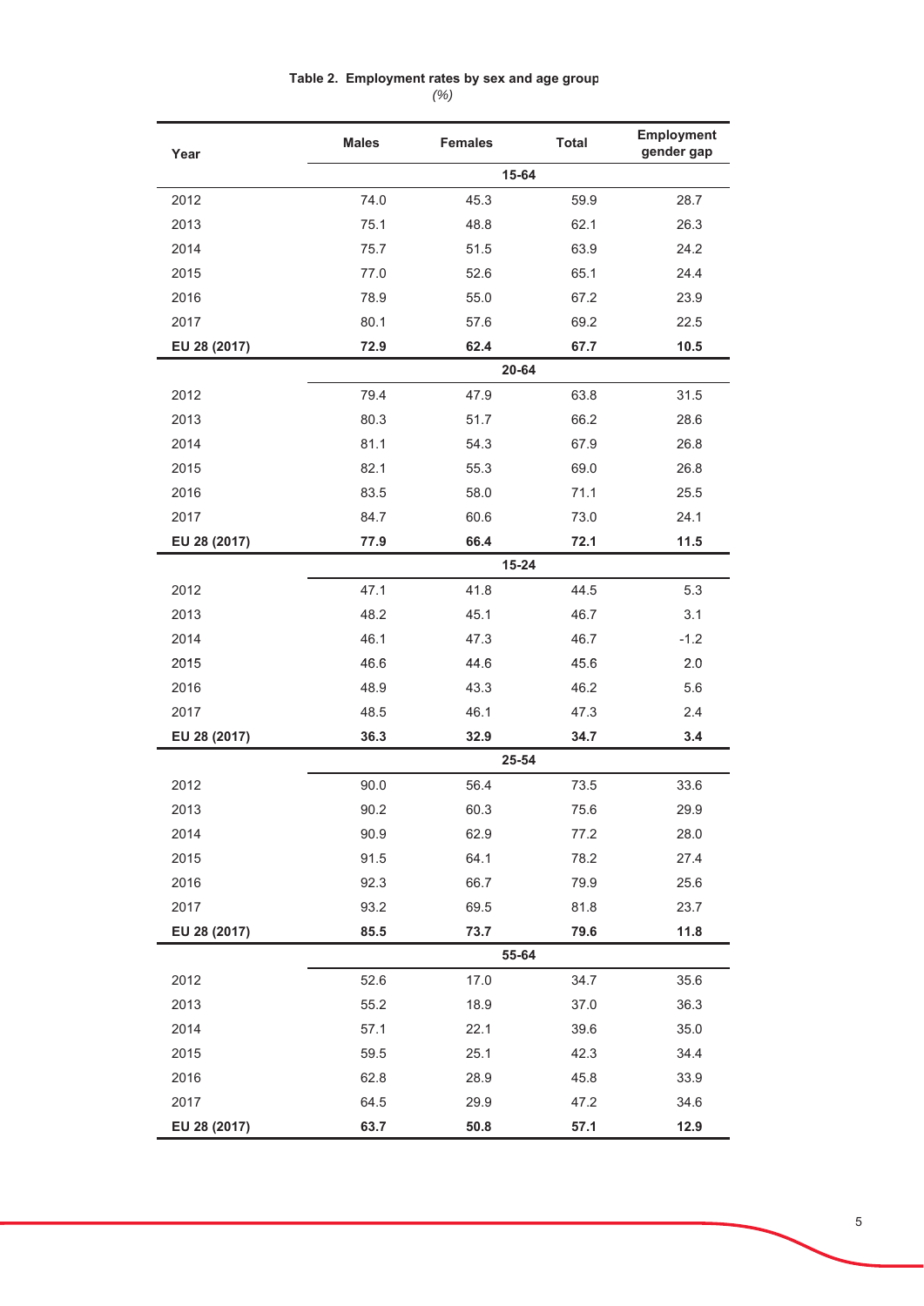**Table 2. Employment rates by sex and age group**

*(%)*

| Year | Males | Females | Total | Employment gender gap |
|---|---|---|---|---|
| | | **15-64** | | |
| 2012 | 74.0 | 45.3 | 59.9 | 28.7 |
| 2013 | 75.1 | 48.8 | 62.1 | 26.3 |
| 2014 | 75.7 | 51.5 | 63.9 | 24.2 |
| 2015 | 77.0 | 52.6 | 65.1 | 24.4 |
| 2016 | 78.9 | 55.0 | 67.2 | 23.9 |
| 2017 | 80.1 | 57.6 | 69.2 | 22.5 |
| **EU 28 (2017)** | **72.9** | **62.4** | **67.7** | **10.5** |
| | | **20-64** | | |
| 2012 | 79.4 | 47.9 | 63.8 | 31.5 |
| 2013 | 80.3 | 51.7 | 66.2 | 28.6 |
| 2014 | 81.1 | 54.3 | 67.9 | 26.8 |
| 2015 | 82.1 | 55.3 | 69.0 | 26.8 |
| 2016 | 83.5 | 58.0 | 71.1 | 25.5 |
| 2017 | 84.7 | 60.6 | 73.0 | 24.1 |
| **EU 28 (2017)** | **77.9** | **66.4** | **72.1** | **11.5** |
| | | **15-24** | | |
| 2012 | 47.1 | 41.8 | 44.5 | 5.3 |
| 2013 | 48.2 | 45.1 | 46.7 | 3.1 |
| 2014 | 46.1 | 47.3 | 46.7 | -1.2 |
| 2015 | 46.6 | 44.6 | 45.6 | 2.0 |
| 2016 | 48.9 | 43.3 | 46.2 | 5.6 |
| 2017 | 48.5 | 46.1 | 47.3 | 2.4 |
| **EU 28 (2017)** | **36.3** | **32.9** | **34.7** | **3.4** |
| | | **25-54** | | |
| 2012 | 90.0 | 56.4 | 73.5 | 33.6 |
| 2013 | 90.2 | 60.3 | 75.6 | 29.9 |
| 2014 | 90.9 | 62.9 | 77.2 | 28.0 |
| 2015 | 91.5 | 64.1 | 78.2 | 27.4 |
| 2016 | 92.3 | 66.7 | 79.9 | 25.6 |
| 2017 | 93.2 | 69.5 | 81.8 | 23.7 |
| **EU 28 (2017)** | **85.5** | **73.7** | **79.6** | **11.8** |
| | | **55-64** | | |
| 2012 | 52.6 | 17.0 | 34.7 | 35.6 |
| 2013 | 55.2 | 18.9 | 37.0 | 36.3 |
| 2014 | 57.1 | 22.1 | 39.6 | 35.0 |
| 2015 | 59.5 | 25.1 | 42.3 | 34.4 |
| 2016 | 62.8 | 28.9 | 45.8 | 33.9 |
| 2017 | 64.5 | 29.9 | 47.2 | 34.6 |
| **EU 28 (2017)** | **63.7** | **50.8** | **57.1** | **12.9** |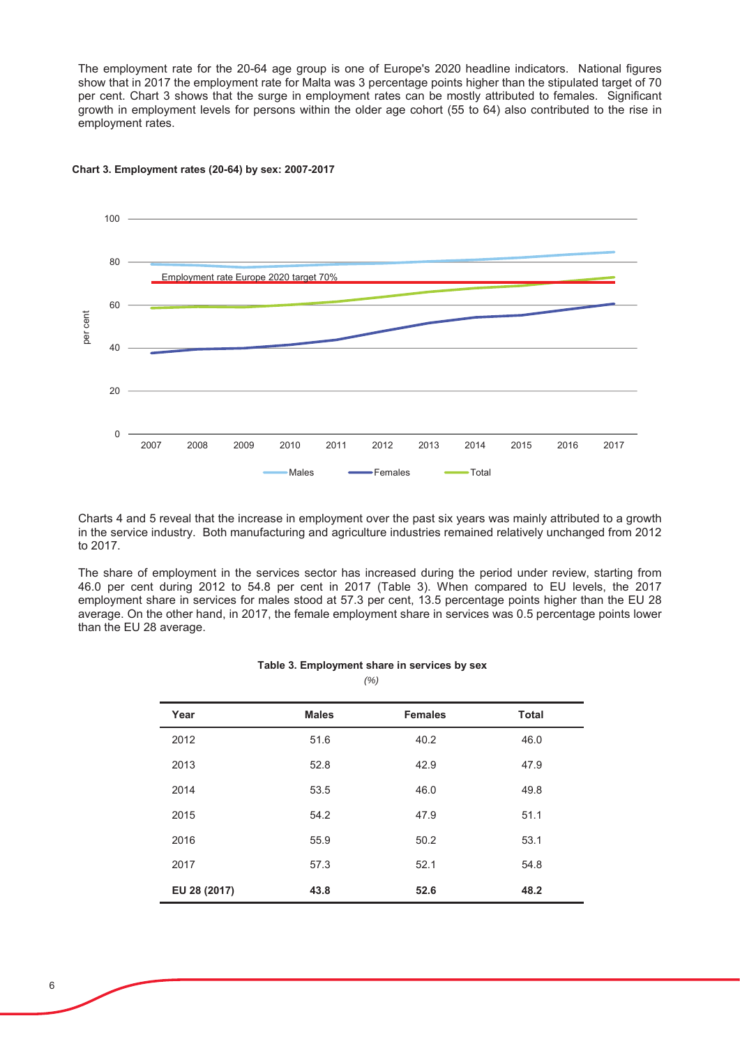The employment rate for the 20-64 age group is one of Europe's 2020 headline indicators. National figures show that in 2017 the employment rate for Malta was 3 percentage points higher than the stipulated target of 70 per cent. Chart 3 shows that the surge in employment rates can be mostly attributed to females. Significant growth in employment levels for persons within the older age cohort (55 to 64) also contributed to the rise in employment rates.

**Chart 3. Employment rates (20-64) by sex: 2007-2017**

Charts 4 and 5 reveal that the increase in employment over the past six years was mainly attributed to a growth in the service industry. Both manufacturing and agriculture industries remained relatively unchanged from 2012 to 2017.

The share of employment in the services sector has increased during the period under review, starting from 46.0 per cent during 2012 to 54.8 per cent in 2017 (Table 3). When compared to EU levels, the 2017 employment share in services for males stood at 57.3 per cent, 13.5 percentage points higher than the EU 28 average. On the other hand, in 2017, the female employment share in services was 0.5 percentage points lower than the EU 28 average.

**Table 3. Employment share in services by sex**

*(%)*

| Year | Males | Females | Total |
|---|---|---|---|
| 2012 | 51.6 | 40.2 | 46.0 |
| 2013 | 52.8 | 42.9 | 47.9 |
| 2014 | 53.5 | 46.0 | 49.8 |
| 2015 | 54.2 | 47.9 | 51.1 |
| 2016 | 55.9 | 50.2 | 53.1 |
| 2017 | 57.3 | 52.1 | 54.8 |
| **EU 28 (2017)** | **43.8** | **52.6** | **48.2** |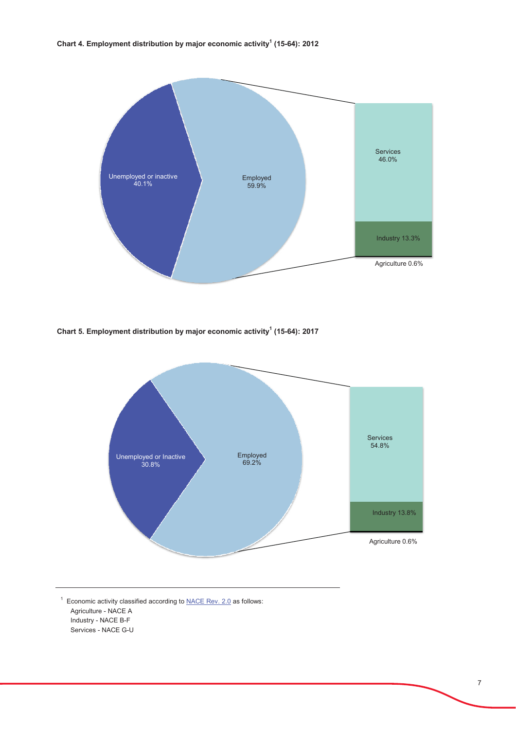**Chart 4. Employment distribution by major economic activity[1] (15-64): 2012**

Unemployed or inactive 40.1%

Employed 59.9%

Services 46.0%

Industry 13.3%

Agriculture 0.6%

**Chart 5. Employment distribution by major economic activity[1] (15-64): 2017**

Unemployed or Inactive 30.8%

Employed 69.2%

Services 54.8%

Industry 13.8%

Agriculture 0.6%

---

[1] Economic activity classified according to NACE Rev. 2.0 as follows:
- Agriculture - NACE A
- Industry - NACE B-F
- Services - NACE G-U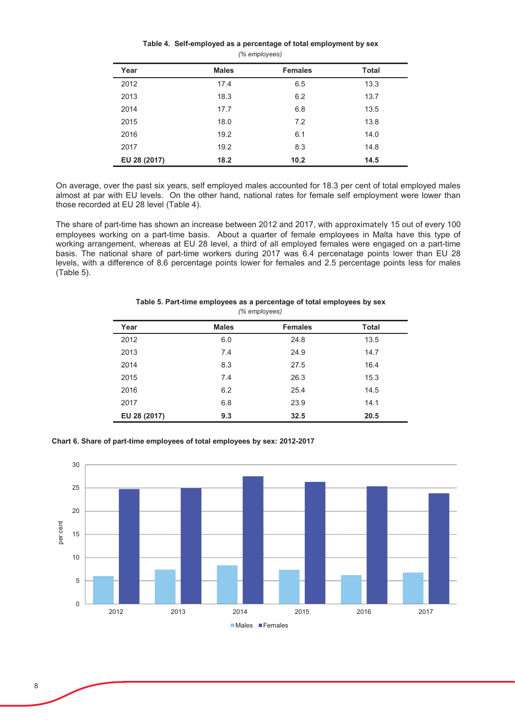**Table 4. Self-employed as a percentage of total employment by sex**

*(% employees)*

| Year | Males | Females | Total |
|---|---|---|---|
| 2012 | 17.4 | 6.5 | 13.3 |
| 2013 | 18.3 | 6.2 | 13.7 |
| 2014 | 17.7 | 6.8 | 13.5 |
| 2015 | 18.0 | 7.2 | 13.8 |
| 2016 | 19.2 | 6.1 | 14.0 |
| 2017 | 19.2 | 8.3 | 14.8 |
| **EU 28 (2017)** | **18.2** | **10.2** | **14.5** |

On average, over the past six years, self employed males accounted for 18.3 per cent of total employed males almost at par with EU levels. On the other hand, national rates for female self employment were lower than those recorded at EU 28 level (Table 4).

The share of part-time has shown an increase between 2012 and 2017, with approximately 15 out of every 100 employees working on a part-time basis. About a quarter of female employees in Malta have this type of working arrangement, whereas at EU 28 level, a third of all employed females were engaged on a part-time basis. The national share of part-time workers during 2017 was 6.4 percenatage points lower than EU 28 levels, with a difference of 8.6 percentage points lower for females and 2.5 percentage points less for males (Table 5).

**Table 5. Part-time employees as a percentage of total employees by sex**

*(% employees)*

| Year | Males | Females | Total |
|---|---|---|---|
| 2012 | 6.0 | 24.8 | 13.5 |
| 2013 | 7.4 | 24.9 | 14.7 |
| 2014 | 8.3 | 27.5 | 16.4 |
| 2015 | 7.4 | 26.3 | 15.3 |
| 2016 | 6.2 | 25.4 | 14.5 |
| 2017 | 6.8 | 23.9 | 14.1 |
| **EU 28 (2017)** | **9.3** | **32.5** | **20.5** |

**Chart 6. Share of part-time employees of total employees by sex: 2012-2017**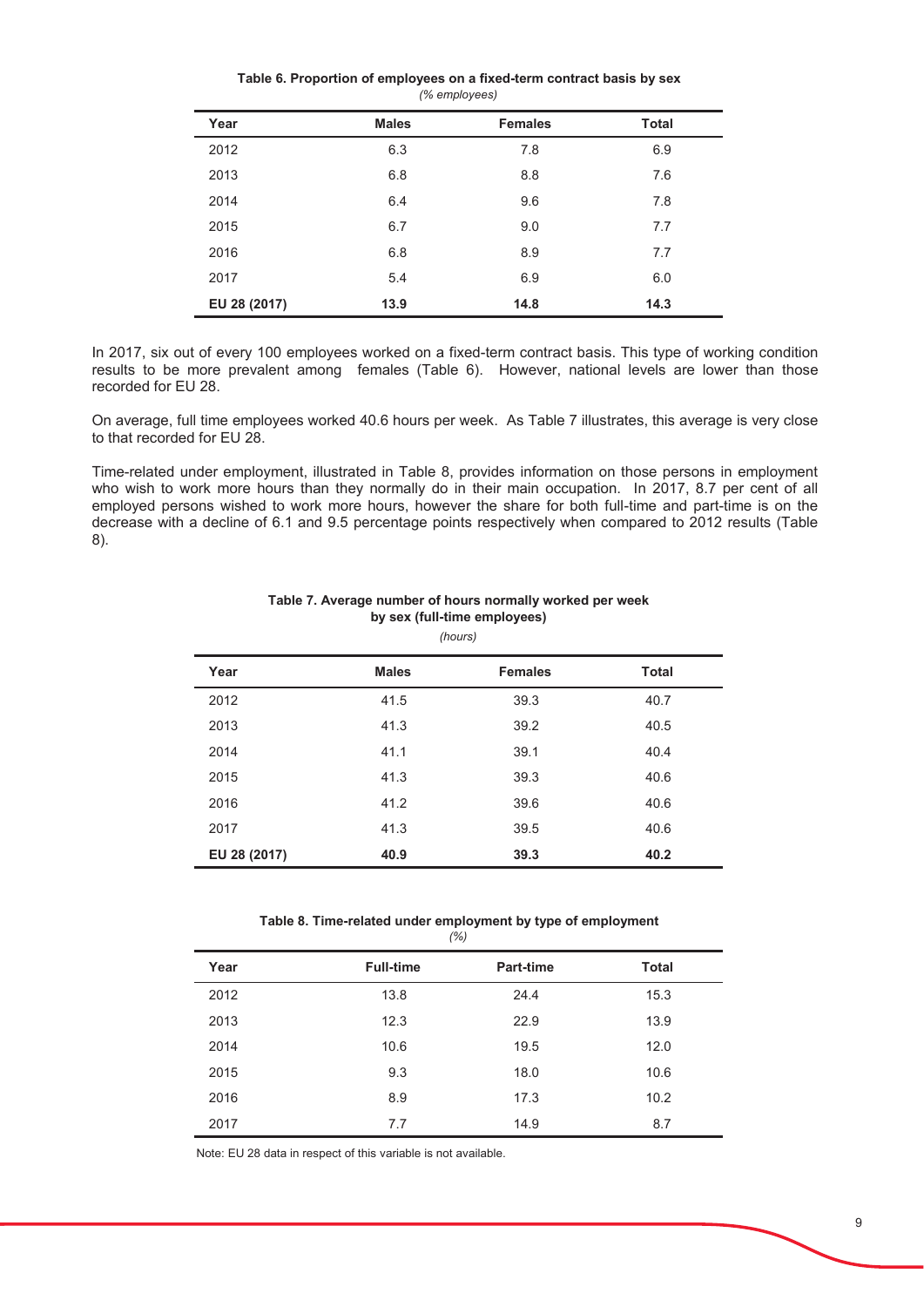**Table 6. Proportion of employees on a fixed-term contract basis by sex**

*(% employees)*

| Year | Males | Females | Total |
|---|---|---|---|
| 2012 | 6.3 | 7.8 | 6.9 |
| 2013 | 6.8 | 8.8 | 7.6 |
| 2014 | 6.4 | 9.6 | 7.8 |
| 2015 | 6.7 | 9.0 | 7.7 |
| 2016 | 6.8 | 8.9 | 7.7 |
| 2017 | 5.4 | 6.9 | 6.0 |
| **EU 28 (2017)** | **13.9** | **14.8** | **14.3** |

In 2017, six out of every 100 employees worked on a fixed-term contract basis. This type of working condition results to be more prevalent among females (Table 6). However, national levels are lower than those recorded for EU 28.

On average, full time employees worked 40.6 hours per week. As Table 7 illustrates, this average is very close to that recorded for EU 28.

Time-related under employment, illustrated in Table 8, provides information on those persons in employment who wish to work more hours than they normally do in their main occupation. In 2017, 8.7 per cent of all employed persons wished to work more hours, however the share for both full-time and part-time is on the decrease with a decline of 6.1 and 9.5 percentage points respectively when compared to 2012 results (Table 8).

**Table 7. Average number of hours normally worked per week by sex (full-time employees)**

*(hours)*

| Year | Males | Females | Total |
|---|---|---|---|
| 2012 | 41.5 | 39.3 | 40.7 |
| 2013 | 41.3 | 39.2 | 40.5 |
| 2014 | 41.1 | 39.1 | 40.4 |
| 2015 | 41.3 | 39.3 | 40.6 |
| 2016 | 41.2 | 39.6 | 40.6 |
| 2017 | 41.3 | 39.5 | 40.6 |
| **EU 28 (2017)** | **40.9** | **39.3** | **40.2** |

**Table 8. Time-related under employment by type of employment**

*(%)*

| Year | Full-time | Part-time | Total |
|---|---|---|---|
| 2012 | 13.8 | 24.4 | 15.3 |
| 2013 | 12.3 | 22.9 | 13.9 |
| 2014 | 10.6 | 19.5 | 12.0 |
| 2015 | 9.3 | 18.0 | 10.6 |
| 2016 | 8.9 | 17.3 | 10.2 |
| 2017 | 7.7 | 14.9 | 8.7 |

Note: EU 28 data in respect of this variable is not available.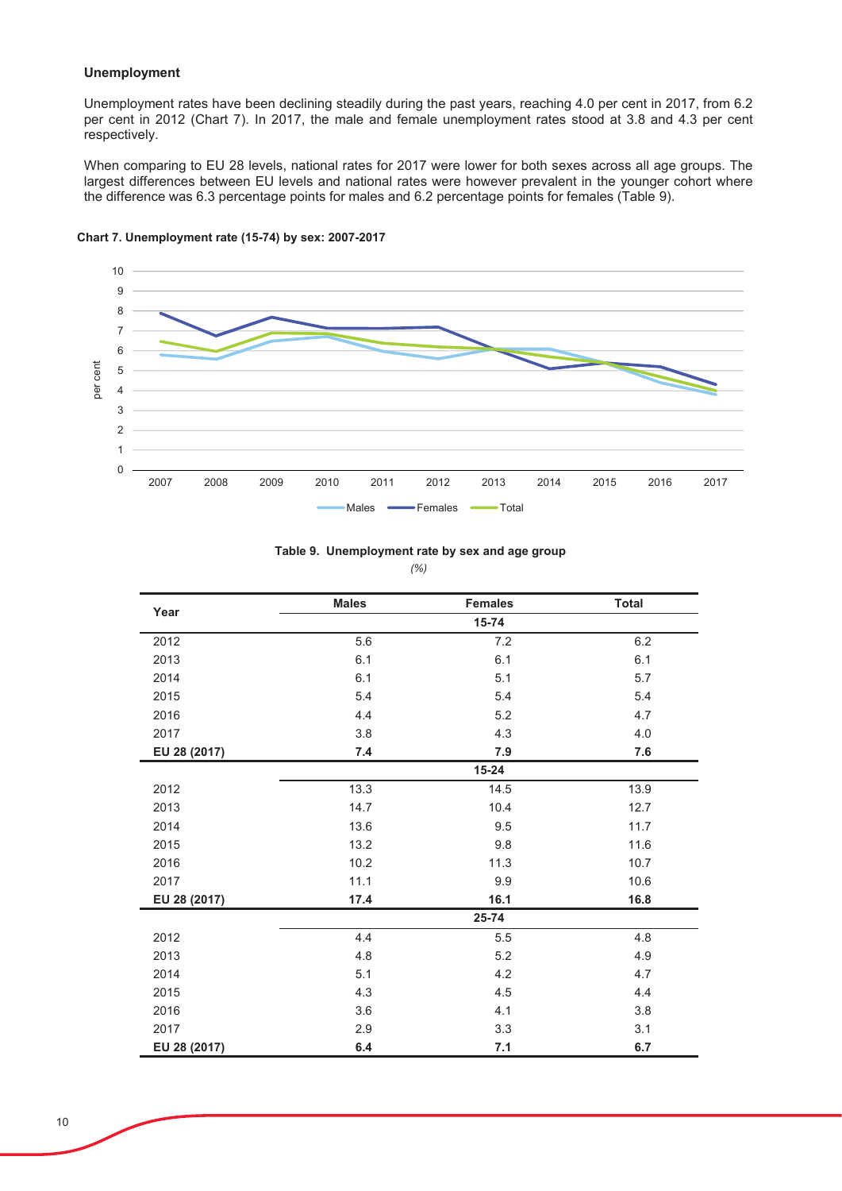### Unemployment

Unemployment rates have been declining steadily during the past years, reaching 4.0 per cent in 2017, from 6.2 per cent in 2012 (Chart 7). In 2017, the male and female unemployment rates stood at 3.8 and 4.3 per cent respectively.

When comparing to EU 28 levels, national rates for 2017 were lower for both sexes across all age groups. The largest differences between EU levels and national rates were however prevalent in the younger cohort where the difference was 6.3 percentage points for males and 6.2 percentage points for females (Table 9).

**Chart 7. Unemployment rate (15-74) by sex: 2007-2017**

**Table 9. Unemployment rate by sex and age group**

*(%)*

| Year | Males | Females | Total |
|---|---|---|---|
| | | **15-74** | |
| 2012 | 5.6 | 7.2 | 6.2 |
| 2013 | 6.1 | 6.1 | 6.1 |
| 2014 | 6.1 | 5.1 | 5.7 |
| 2015 | 5.4 | 5.4 | 5.4 |
| 2016 | 4.4 | 5.2 | 4.7 |
| 2017 | 3.8 | 4.3 | 4.0 |
| **EU 28 (2017)** | **7.4** | **7.9** | **7.6** |
| | | **15-24** | |
| 2012 | 13.3 | 14.5 | 13.9 |
| 2013 | 14.7 | 10.4 | 12.7 |
| 2014 | 13.6 | 9.5 | 11.7 |
| 2015 | 13.2 | 9.8 | 11.6 |
| 2016 | 10.2 | 11.3 | 10.7 |
| 2017 | 11.1 | 9.9 | 10.6 |
| **EU 28 (2017)** | **17.4** | **16.1** | **16.8** |
| | | **25-74** | |
| 2012 | 4.4 | 5.5 | 4.8 |
| 2013 | 4.8 | 5.2 | 4.9 |
| 2014 | 5.1 | 4.2 | 4.7 |
| 2015 | 4.3 | 4.5 | 4.4 |
| 2016 | 3.6 | 4.1 | 3.8 |
| 2017 | 2.9 | 3.3 | 3.1 |
| **EU 28 (2017)** | **6.4** | **7.1** | **6.7** |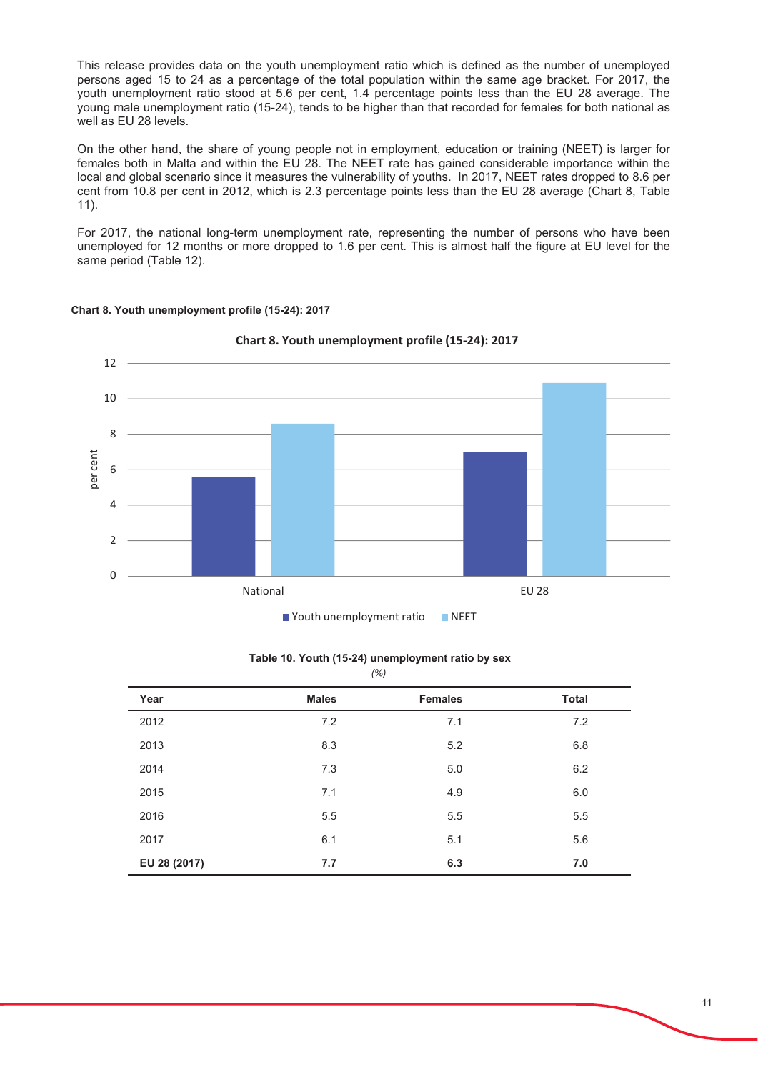This release provides data on the youth unemployment ratio which is defined as the number of unemployed persons aged 15 to 24 as a percentage of the total population within the same age bracket. For 2017, the youth unemployment ratio stood at 5.6 per cent, 1.4 percentage points less than the EU 28 average. The young male unemployment ratio (15-24), tends to be higher than that recorded for females for both national as well as EU 28 levels.

On the other hand, the share of young people not in employment, education or training (NEET) is larger for females both in Malta and within the EU 28. The NEET rate has gained considerable importance within the local and global scenario since it measures the vulnerability of youths. In 2017, NEET rates dropped to 8.6 per cent from 10.8 per cent in 2012, which is 2.3 percentage points less than the EU 28 average (Chart 8, Table 11).

For 2017, the national long-term unemployment rate, representing the number of persons who have been unemployed for 12 months or more dropped to 1.6 per cent. This is almost half the figure at EU level for the same period (Table 12).

**Chart 8. Youth unemployment profile (15-24): 2017**

**Table 10. Youth (15-24) unemployment ratio by sex**

*(%)*

| Year | Males | Females | Total |
|---|---|---|---|
| 2012 | 7.2 | 7.1 | 7.2 |
| 2013 | 8.3 | 5.2 | 6.8 |
| 2014 | 7.3 | 5.0 | 6.2 |
| 2015 | 7.1 | 4.9 | 6.0 |
| 2016 | 5.5 | 5.5 | 5.5 |
| 2017 | 6.1 | 5.1 | 5.6 |
| **EU 28 (2017)** | **7.7** | **6.3** | **7.0** |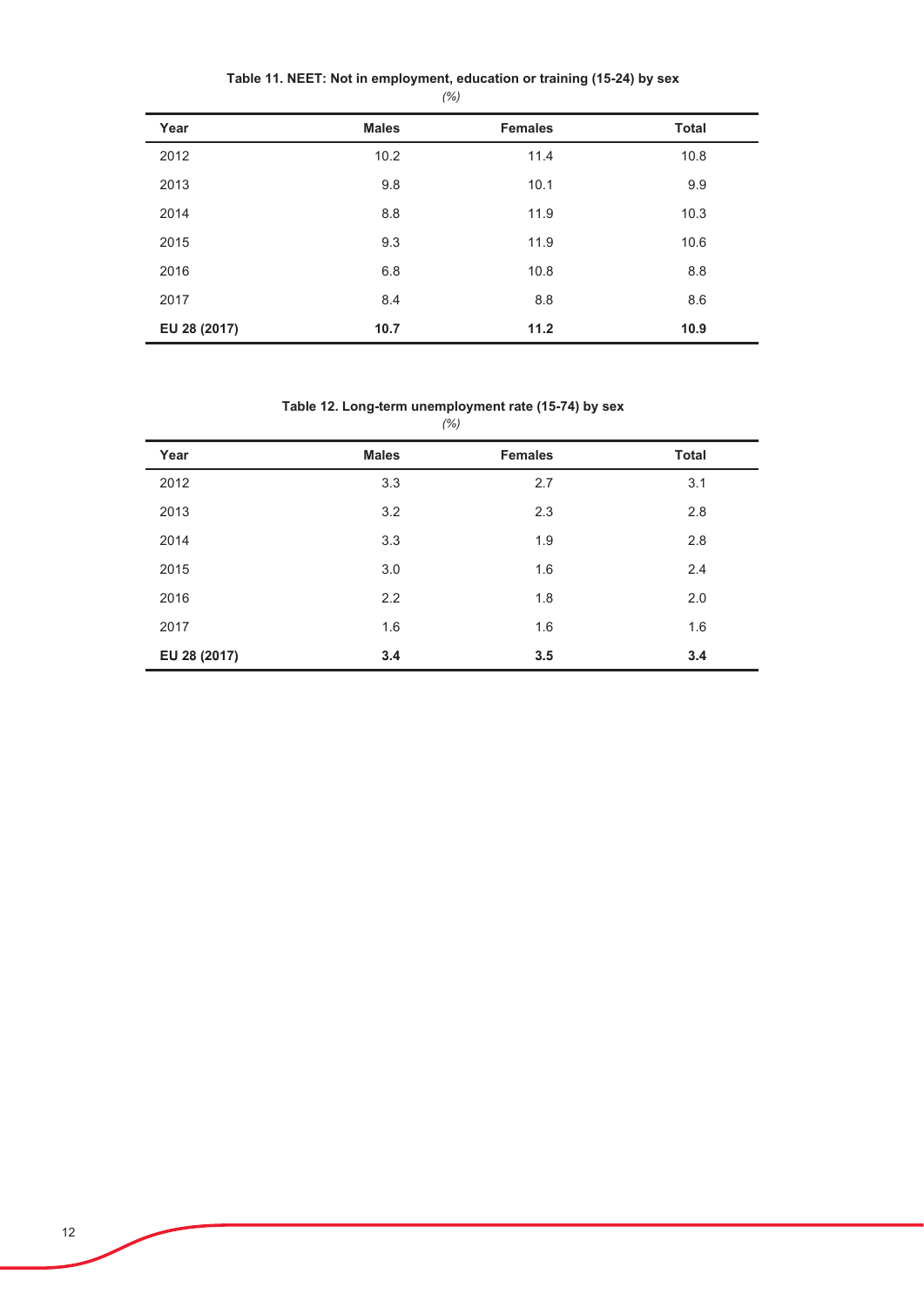**Table 11. NEET: Not in employment, education or training (15-24) by sex**

*(%)*

| Year | Males | Females | Total |
|---|---|---|---|
| 2012 | 10.2 | 11.4 | 10.8 |
| 2013 | 9.8 | 10.1 | 9.9 |
| 2014 | 8.8 | 11.9 | 10.3 |
| 2015 | 9.3 | 11.9 | 10.6 |
| 2016 | 6.8 | 10.8 | 8.8 |
| 2017 | 8.4 | 8.8 | 8.6 |
| **EU 28 (2017)** | **10.7** | **11.2** | **10.9** |

**Table 12. Long-term unemployment rate (15-74) by sex**

*(%)*

| Year | Males | Females | Total |
|---|---|---|---|
| 2012 | 3.3 | 2.7 | 3.1 |
| 2013 | 3.2 | 2.3 | 2.8 |
| 2014 | 3.3 | 1.9 | 2.8 |
| 2015 | 3.0 | 1.6 | 2.4 |
| 2016 | 2.2 | 1.8 | 2.0 |
| 2017 | 1.6 | 1.6 | 1.6 |
| **EU 28 (2017)** | **3.4** | **3.5** | **3.4** |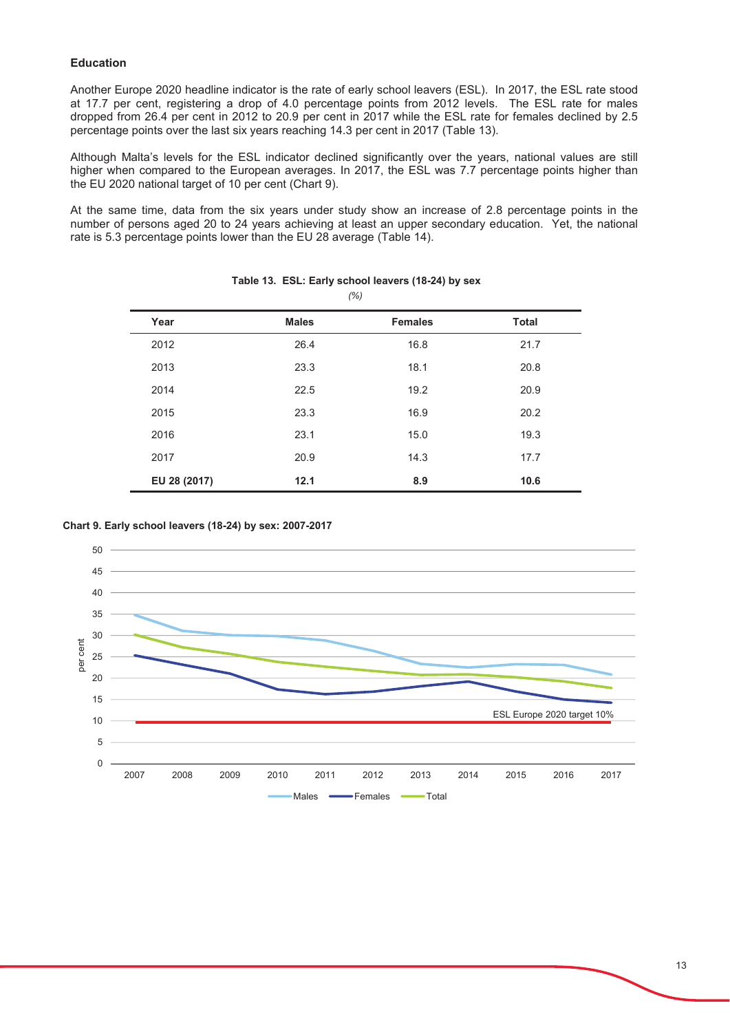### Education

Another Europe 2020 headline indicator is the rate of early school leavers (ESL). In 2017, the ESL rate stood at 17.7 per cent, registering a drop of 4.0 percentage points from 2012 levels. The ESL rate for males dropped from 26.4 per cent in 2012 to 20.9 per cent in 2017 while the ESL rate for females declined by 2.5 percentage points over the last six years reaching 14.3 per cent in 2017 (Table 13).

Although Malta's levels for the ESL indicator declined significantly over the years, national values are still higher when compared to the European averages. In 2017, the ESL was 7.7 percentage points higher than the EU 2020 national target of 10 per cent (Chart 9).

At the same time, data from the six years under study show an increase of 2.8 percentage points in the number of persons aged 20 to 24 years achieving at least an upper secondary education. Yet, the national rate is 5.3 percentage points lower than the EU 28 average (Table 14).

**Table 13. ESL: Early school leavers (18-24) by sex**

*(%)*

| Year | Males | Females | Total |
|---|---|---|---|
| 2012 | 26.4 | 16.8 | 21.7 |
| 2013 | 23.3 | 18.1 | 20.8 |
| 2014 | 22.5 | 19.2 | 20.9 |
| 2015 | 23.3 | 16.9 | 20.2 |
| 2016 | 23.1 | 15.0 | 19.3 |
| 2017 | 20.9 | 14.3 | 17.7 |
| **EU 28 (2017)** | **12.1** | **8.9** | **10.6** |

**Chart 9. Early school leavers (18-24) by sex: 2007-2017**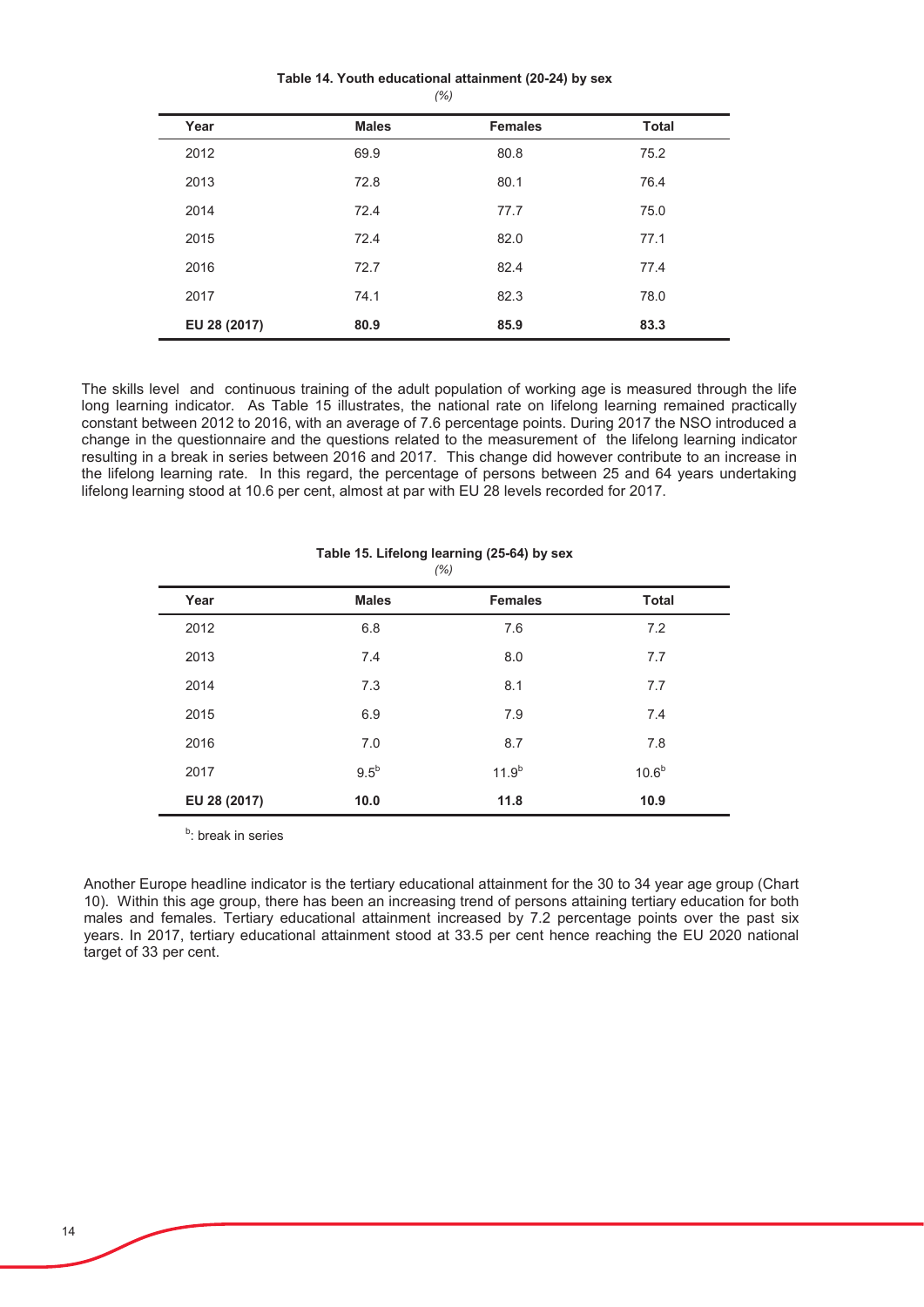**Table 14. Youth educational attainment (20-24) by sex**

*(%)*

| Year | Males | Females | Total |
|---|---|---|---|
| 2012 | 69.9 | 80.8 | 75.2 |
| 2013 | 72.8 | 80.1 | 76.4 |
| 2014 | 72.4 | 77.7 | 75.0 |
| 2015 | 72.4 | 82.0 | 77.1 |
| 2016 | 72.7 | 82.4 | 77.4 |
| 2017 | 74.1 | 82.3 | 78.0 |
| **EU 28 (2017)** | **80.9** | **85.9** | **83.3** |

The skills level and continuous training of the adult population of working age is measured through the life long learning indicator. As Table 15 illustrates, the national rate on lifelong learning remained practically constant between 2012 to 2016, with an average of 7.6 percentage points. During 2017 the NSO introduced a change in the questionnaire and the questions related to the measurement of the lifelong learning indicator resulting in a break in series between 2016 and 2017. This change did however contribute to an increase in the lifelong learning rate. In this regard, the percentage of persons between 25 and 64 years undertaking lifelong learning stood at 10.6 per cent, almost at par with EU 28 levels recorded for 2017.

**Table 15. Lifelong learning (25-64) by sex**

*(%)*

| Year | Males | Females | Total |
|---|---|---|---|
| 2012 | 6.8 | 7.6 | 7.2 |
| 2013 | 7.4 | 8.0 | 7.7 |
| 2014 | 7.3 | 8.1 | 7.7 |
| 2015 | 6.9 | 7.9 | 7.4 |
| 2016 | 7.0 | 8.7 | 7.8 |
| 2017 | 9.5[b] | 11.9[b] | 10.6[b] |
| **EU 28 (2017)** | **10.0** | **11.8** | **10.9** |

[b]: break in series

Another Europe headline indicator is the tertiary educational attainment for the 30 to 34 year age group (Chart 10). Within this age group, there has been an increasing trend of persons attaining tertiary education for both males and females. Tertiary educational attainment increased by 7.2 percentage points over the past six years. In 2017, tertiary educational attainment stood at 33.5 per cent hence reaching the EU 2020 national target of 33 per cent.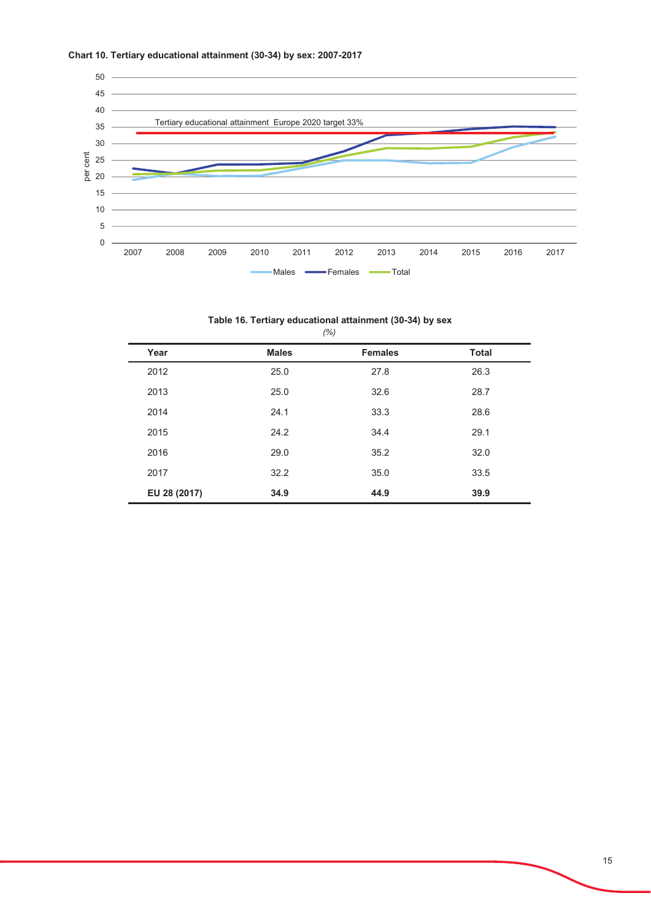**Chart 10. Tertiary educational attainment (30-34) by sex: 2007-2017**

**Table 16. Tertiary educational attainment (30-34) by sex**

*(%)*

| Year | Males | Females | Total |
|---|---|---|---|
| 2012 | 25.0 | 27.8 | 26.3 |
| 2013 | 25.0 | 32.6 | 28.7 |
| 2014 | 24.1 | 33.3 | 28.6 |
| 2015 | 24.2 | 34.4 | 29.1 |
| 2016 | 29.0 | 35.2 | 32.0 |
| 2017 | 32.2 | 35.0 | 33.5 |
| **EU 28 (2017)** | **34.9** | **44.9** | **39.9** |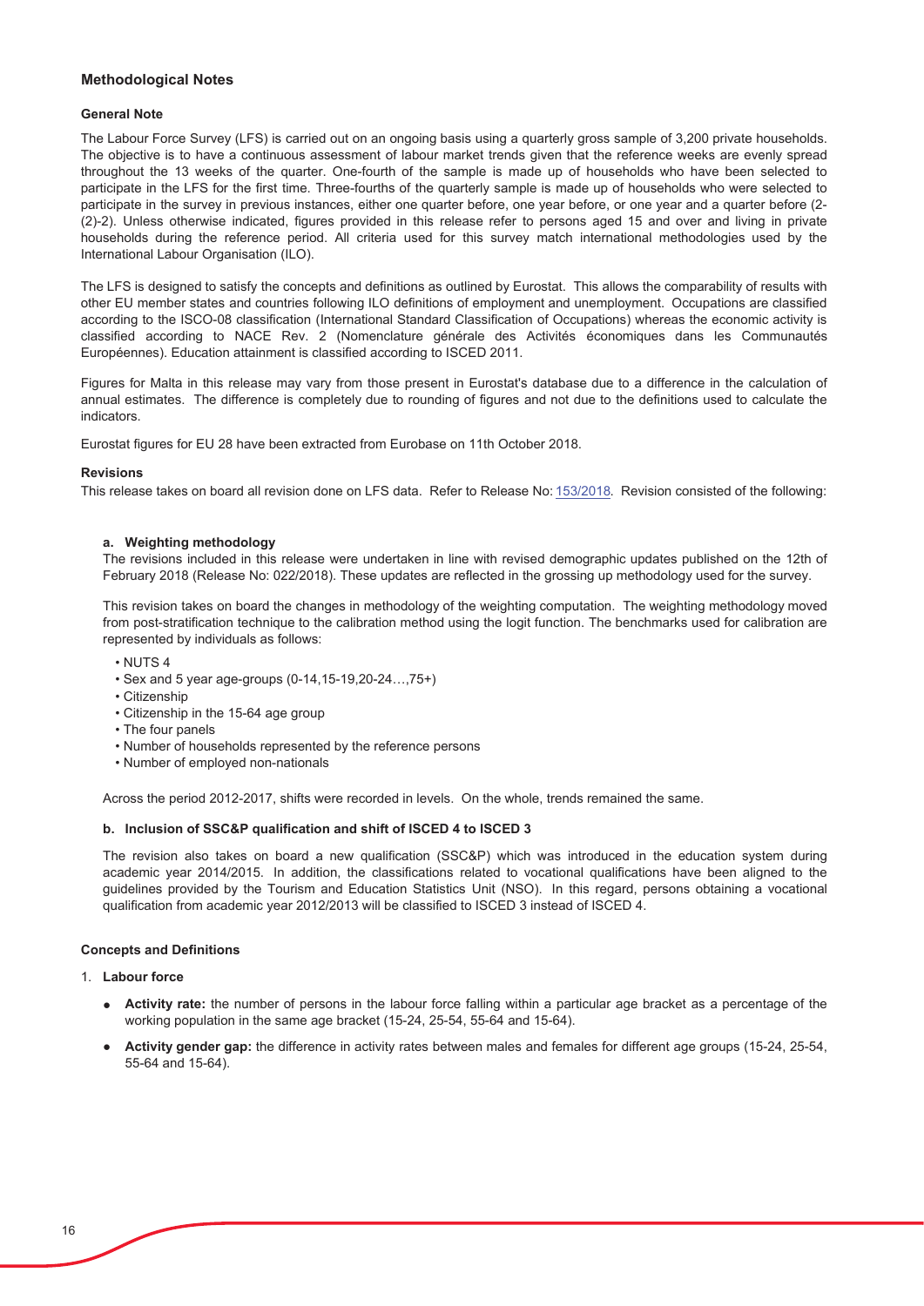## Methodological Notes

### General Note

The Labour Force Survey (LFS) is carried out on an ongoing basis using a quarterly gross sample of 3,200 private households. The objective is to have a continuous assessment of labour market trends given that the reference weeks are evenly spread throughout the 13 weeks of the quarter. One-fourth of the sample is made up of households who have been selected to participate in the LFS for the first time. Three-fourths of the quarterly sample is made up of households who were selected to participate in the survey in previous instances, either one quarter before, one year before, or one year and a quarter before (2-(2)-2). Unless otherwise indicated, figures provided in this release refer to persons aged 15 and over and living in private households during the reference period. All criteria used for this survey match international methodologies used by the International Labour Organisation (ILO).

The LFS is designed to satisfy the concepts and definitions as outlined by Eurostat. This allows the comparability of results with other EU member states and countries following ILO definitions of employment and unemployment. Occupations are classified according to the ISCO-08 classification (International Standard Classification of Occupations) whereas the economic activity is classified according to NACE Rev. 2 (Nomenclature générale des Activités économiques dans les Communautés Européennes). Education attainment is classified according to ISCED 2011.

Figures for Malta in this release may vary from those present in Eurostat's database due to a difference in the calculation of annual estimates. The difference is completely due to rounding of figures and not due to the definitions used to calculate the indicators.

Eurostat figures for EU 28 have been extracted from Eurobase on 11th October 2018.

### Revisions

This release takes on board all revision done on LFS data. Refer to Release No: 153/2018. Revision consisted of the following:

**a. Weighting methodology**

The revisions included in this release were undertaken in line with revised demographic updates published on the 12th of February 2018 (Release No: 022/2018). These updates are reflected in the grossing up methodology used for the survey.

This revision takes on board the changes in methodology of the weighting computation. The weighting methodology moved from post-stratification technique to the calibration method using the logit function. The benchmarks used for calibration are represented by individuals as follows:

- NUTS 4
- Sex and 5 year age-groups (0-14,15-19,20-24…,75+)
- Citizenship
- Citizenship in the 15-64 age group
- The four panels
- Number of households represented by the reference persons
- Number of employed non-nationals

Across the period 2012-2017, shifts were recorded in levels. On the whole, trends remained the same.

**b. Inclusion of SSC&P qualification and shift of ISCED 4 to ISCED 3**

The revision also takes on board a new qualification (SSC&P) which was introduced in the education system during academic year 2014/2015. In addition, the classifications related to vocational qualifications have been aligned to the guidelines provided by the Tourism and Education Statistics Unit (NSO). In this regard, persons obtaining a vocational qualification from academic year 2012/2013 will be classified to ISCED 3 instead of ISCED 4.

### Concepts and Definitions

1. **Labour force**

   - **Activity rate:** the number of persons in the labour force falling within a particular age bracket as a percentage of the working population in the same age bracket (15-24, 25-54, 55-64 and 15-64).
   - **Activity gender gap:** the difference in activity rates between males and females for different age groups (15-24, 25-54, 55-64 and 15-64).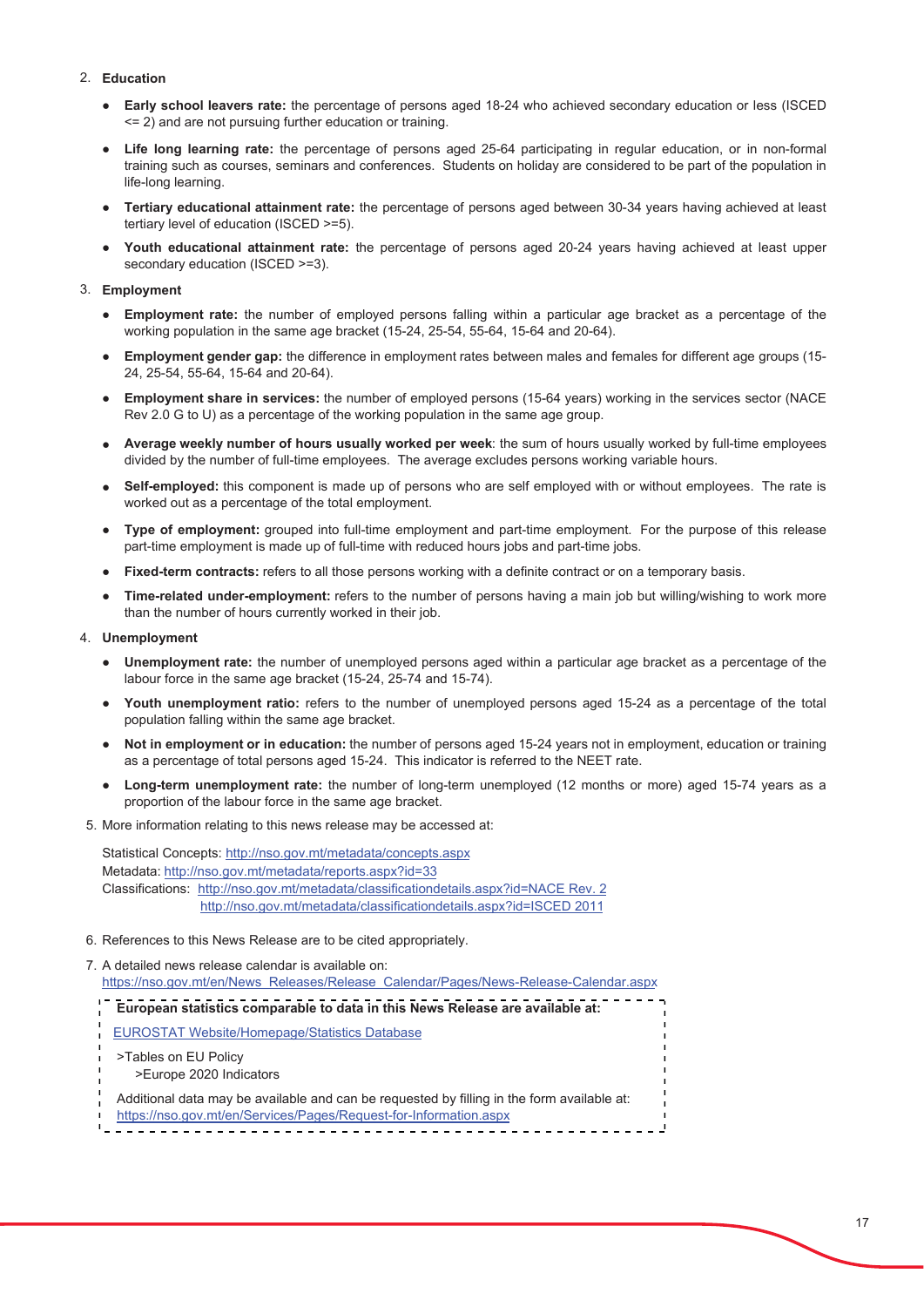2. **Education**

- **Early school leavers rate:** the percentage of persons aged 18-24 who achieved secondary education or less (ISCED <= 2) and are not pursuing further education or training.
- **Life long learning rate:** the percentage of persons aged 25-64 participating in regular education, or in non-formal training such as courses, seminars and conferences. Students on holiday are considered to be part of the population in life-long learning.
- **Tertiary educational attainment rate:** the percentage of persons aged between 30-34 years having achieved at least tertiary level of education (ISCED >=5).
- **Youth educational attainment rate:** the percentage of persons aged 20-24 years having achieved at least upper secondary education (ISCED >=3).

3. **Employment**

- **Employment rate:** the number of employed persons falling within a particular age bracket as a percentage of the working population in the same age bracket (15-24, 25-54, 55-64, 15-64 and 20-64).
- **Employment gender gap:** the difference in employment rates between males and females for different age groups (15-24, 25-54, 55-64, 15-64 and 20-64).
- **Employment share in services:** the number of employed persons (15-64 years) working in the services sector (NACE Rev 2.0 G to U) as a percentage of the working population in the same age group.
- **Average weekly number of hours usually worked per week**: the sum of hours usually worked by full-time employees divided by the number of full-time employees. The average excludes persons working variable hours.
- **Self-employed:** this component is made up of persons who are self employed with or without employees. The rate is worked out as a percentage of the total employment.
- **Type of employment:** grouped into full-time employment and part-time employment. For the purpose of this release part-time employment is made up of full-time with reduced hours jobs and part-time jobs.
- **Fixed-term contracts:** refers to all those persons working with a definite contract or on a temporary basis.
- **Time-related under-employment:** refers to the number of persons having a main job but willing/wishing to work more than the number of hours currently worked in their job.

4. **Unemployment**

- **Unemployment rate:** the number of unemployed persons aged within a particular age bracket as a percentage of the labour force in the same age bracket (15-24, 25-74 and 15-74).
- **Youth unemployment ratio:** refers to the number of unemployed persons aged 15-24 as a percentage of the total population falling within the same age bracket.
- **Not in employment or in education:** the number of persons aged 15-24 years not in employment, education or training as a percentage of total persons aged 15-24. This indicator is referred to the NEET rate.
- **Long-term unemployment rate:** the number of long-term unemployed (12 months or more) aged 15-74 years as a proportion of the labour force in the same age bracket.

5. More information relating to this news release may be accessed at:

   Statistical Concepts: http://nso.gov.mt/metadata/concepts.aspx
   Metadata: http://nso.gov.mt/metadata/reports.aspx?id=33
   Classifications: http://nso.gov.mt/metadata/classificationdetails.aspx?id=NACE Rev. 2
   http://nso.gov.mt/metadata/classificationdetails.aspx?id=ISCED 2011

6. References to this News Release are to be cited appropriately.

7. A detailed news release calendar is available on:
   https://nso.gov.mt/en/News_Releases/Release_Calendar/Pages/News-Release-Calendar.aspx

**European statistics comparable to data in this News Release are available at:**

EUROSTAT Website/Homepage/Statistics Database

>Tables on EU Policy
  >Europe 2020 Indicators

Additional data may be available and can be requested by filling in the form available at:
https://nso.gov.mt/en/Services/Pages/Request-for-Information.aspx